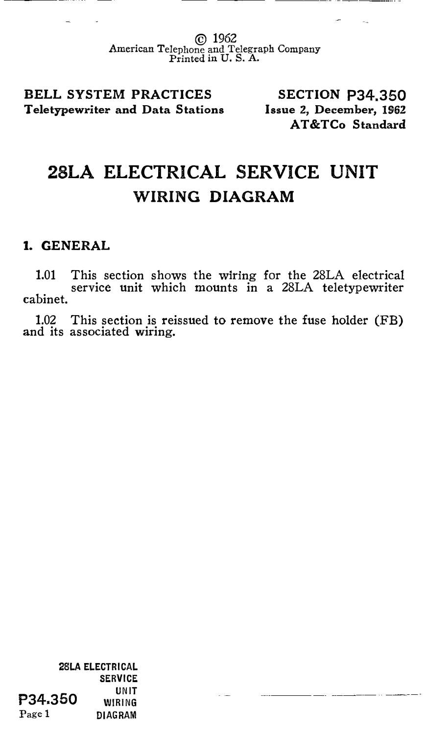© 1962
American Telephone and Telegraph Company
Printed in U. S. A.

**BELL SYSTEM PRACTICES**
**Teletypewriter and Data Stations**

**SECTION P34.350**
**Issue 2, December, 1962**
**AT&TCo Standard**

# 28LA ELECTRICAL SERVICE UNIT
## WIRING DIAGRAM

### 1. GENERAL

1.01 This section shows the wiring for the 28LA electrical service unit which mounts in a 28LA teletypewriter cabinet.

1.02 This section is reissued to remove the fuse holder (FB) and its associated wiring.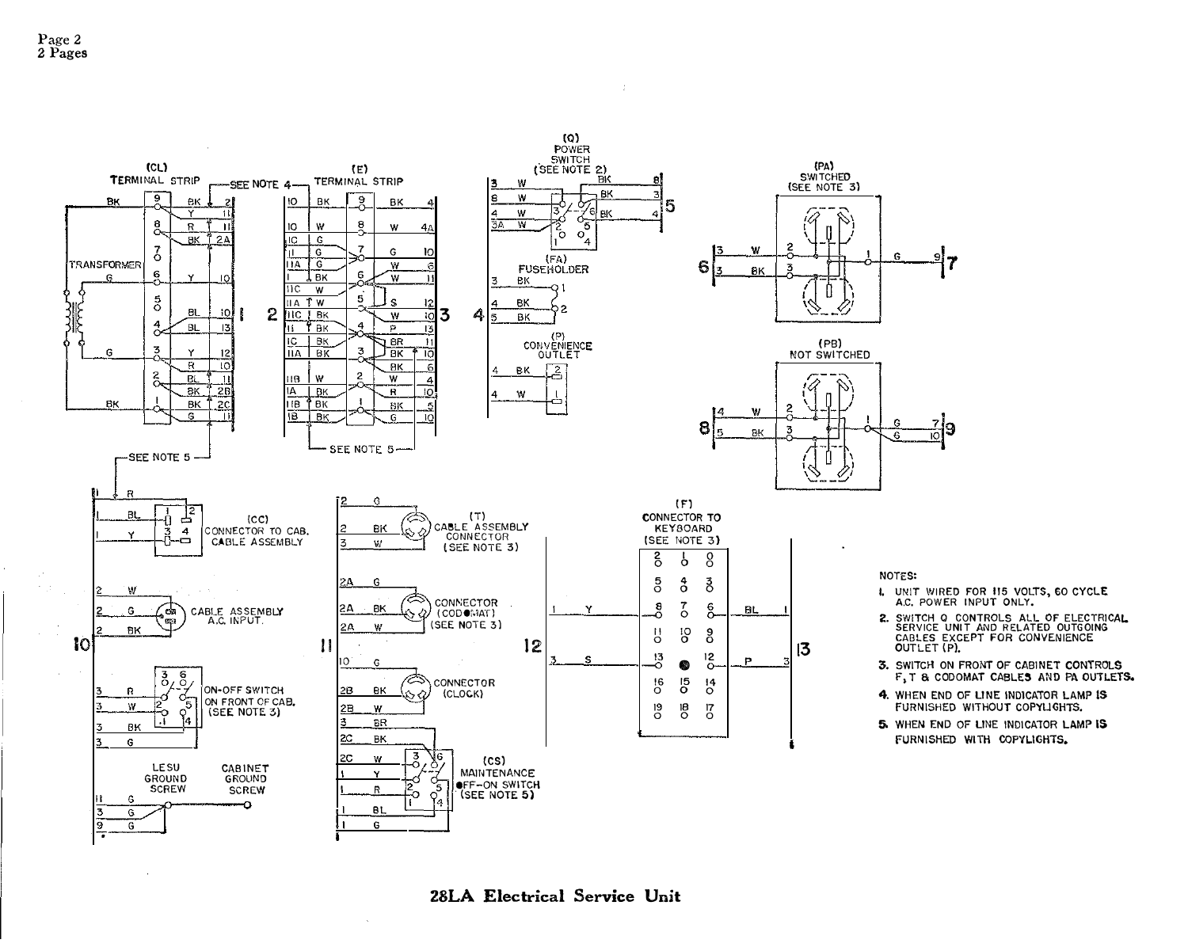(CL) TERMINAL STRIP

(E) TERMINAL STRIP

(Q) POWER SWITCH (SEE NOTE 2)

(FA) FUSEHOLDER

(P) CONVENIENCE OUTLET

(PA) SWITCHED (SEE NOTE 3)

(PB) NOT SWITCHED

TRANSFORMER

SEE NOTE 4

SEE NOTE 5

(CC) CONNECTOR TO CAB. CABLE ASSEMBLY

CABLE ASSEMBLY A.C. INPUT.

ON-OFF SWITCH ON FRONT OF CAB. (SEE NOTE 3)

LESU GROUND SCREW

CABINET GROUND SCREW

(T) CABLE ASSEMBLY CONNECTOR (SEE NOTE 3)

CONNECTOR (CODOMAT) (SEE NOTE 3)

CONNECTOR (CLOCK)

(CS) MAINTENANCE OFF-ON SWITCH (SEE NOTE 5)

(F) CONNECTOR TO KEYBOARD (SEE NOTE 3)

NOTES:

1. UNIT WIRED FOR 115 VOLTS, 60 CYCLE A.C. POWER INPUT ONLY.
2. SWITCH Q CONTROLS ALL OF ELECTRICAL SERVICE UNIT AND RELATED OUTGOING CABLES EXCEPT FOR CONVENIENCE OUTLET (P).
3. SWITCH ON FRONT OF CABINET CONTROLS F, T & CODOMAT CABLES AND PA OUTLETS.
4. WHEN END OF LINE INDICATOR LAMP IS FURNISHED WITHOUT COPYLIGHTS.
5. WHEN END OF LINE INDICATOR LAMP IS FURNISHED WITH COPYLIGHTS.

**28LA Electrical Service Unit**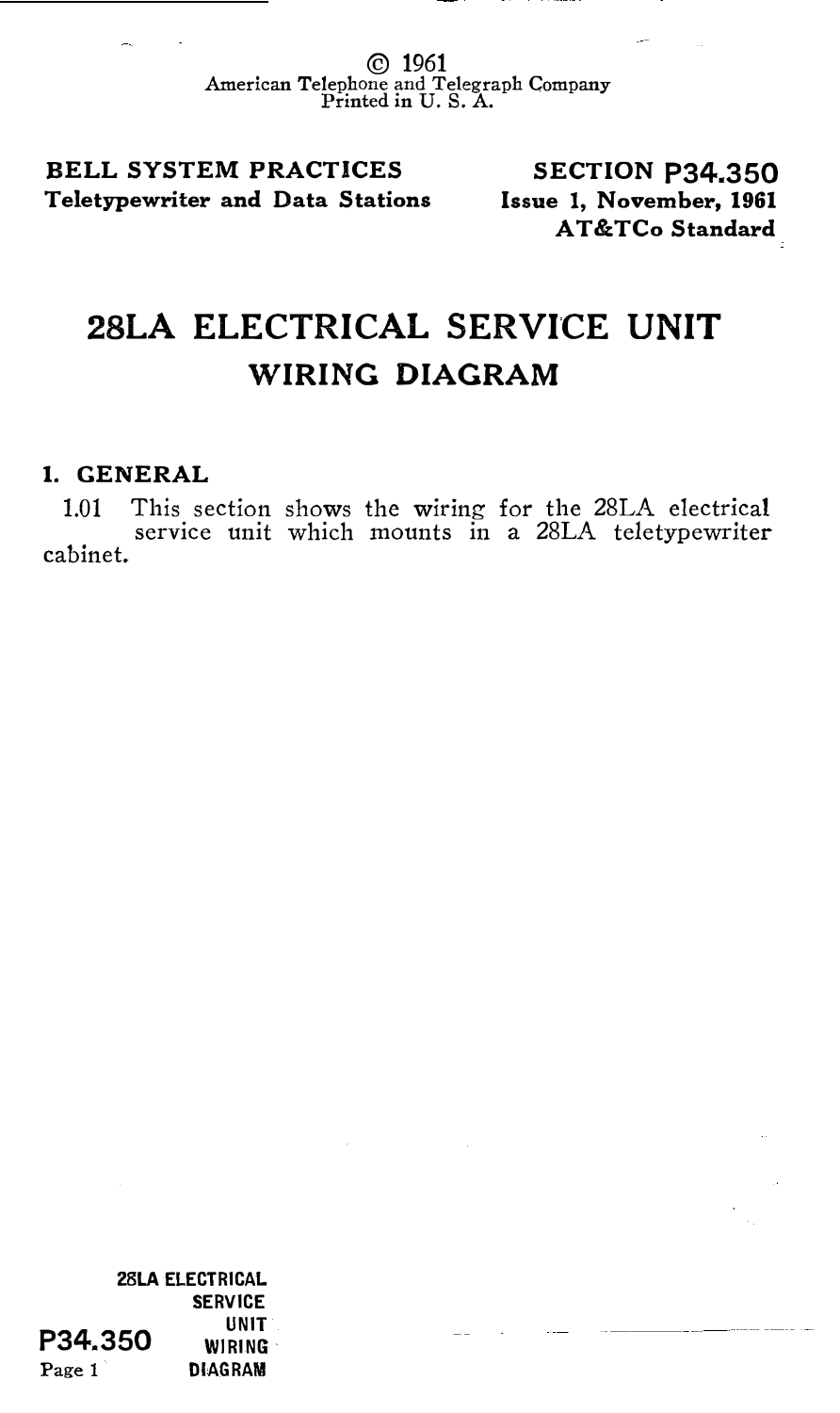© 1961
American Telephone and Telegraph Company
Printed in U. S. A.

**BELL SYSTEM PRACTICES**
**Teletypewriter and Data Stations**

**SECTION P34.350**
**Issue 1, November, 1961**
**AT&TCo Standard**

# 28LA ELECTRICAL SERVICE UNIT
## WIRING DIAGRAM

### 1. GENERAL

1.01 This section shows the wiring for the 28LA electrical service unit which mounts in a 28LA teletypewriter cabinet.

28LA ELECTRICAL SERVICE UNIT WIRING DIAGRAM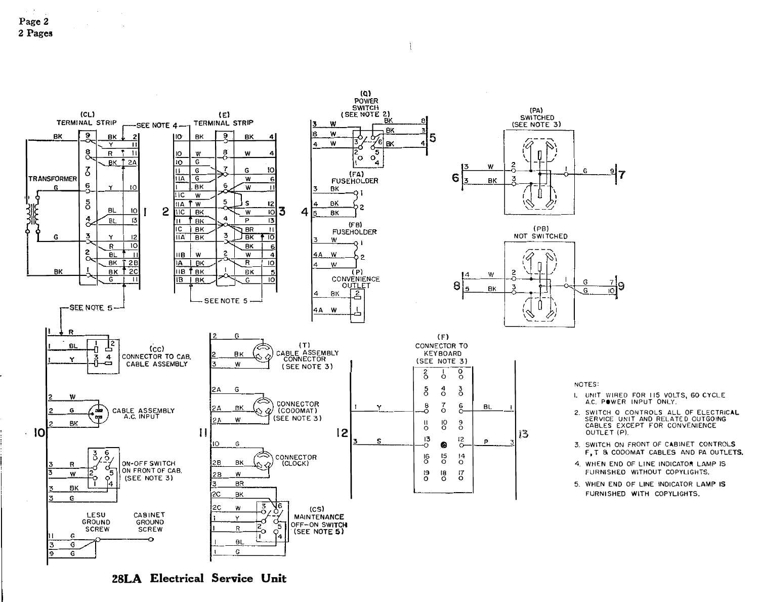# 28LA Electrical Service Unit

(CL) TERMINAL STRIP

(E) TERMINAL STRIP

SEE NOTE 4

SEE NOTE 5

TRANSFORMER

(Q) POWER SWITCH (SEE NOTE 2)

(FA) FUSEHOLDER

(FB) FUSEHOLDER

(P) CONVENIENCE OUTLET

(PA) SWITCHED (SEE NOTE 3)

(PB) NOT SWITCHED

(CC) CONNECTOR TO CAB. CABLE ASSEMBLY

CABLE ASSEMBLY A.C. INPUT

ON-OFF SWITCH ON FRONT OF CAB. (SEE NOTE 3)

LESU GROUND SCREW

CABINET GROUND SCREW

(T) CABLE ASSEMBLY CONNECTOR (SEE NOTE 3)

CONNECTOR (CODOMAT) (SEE NOTE 3)

CONNECTOR (CLOCK)

(CS) MAINTENANCE OFF-ON SWITCH (SEE NOTE 5)

(F) CONNECTOR TO KEYBOARD (SEE NOTE 3)

NOTES:

1. UNIT WIRED FOR 115 VOLTS, 60 CYCLE A.C. POWER INPUT ONLY.
2. SWITCH Q CONTROLS ALL OF ELECTRICAL SERVICE UNIT AND RELATED OUTGOING CABLES EXCEPT FOR CONVENIENCE OUTLET (P).
3. SWITCH ON FRONT OF CABINET CONTROLS F, T & CODOMAT CABLES AND PA OUTLETS.
4. WHEN END OF LINE INDICATOR LAMP IS FURNISHED WITHOUT COPYLIGHTS.
5. WHEN END OF LINE INDICATOR LAMP IS FURNISHED WITH COPYLIGHTS.